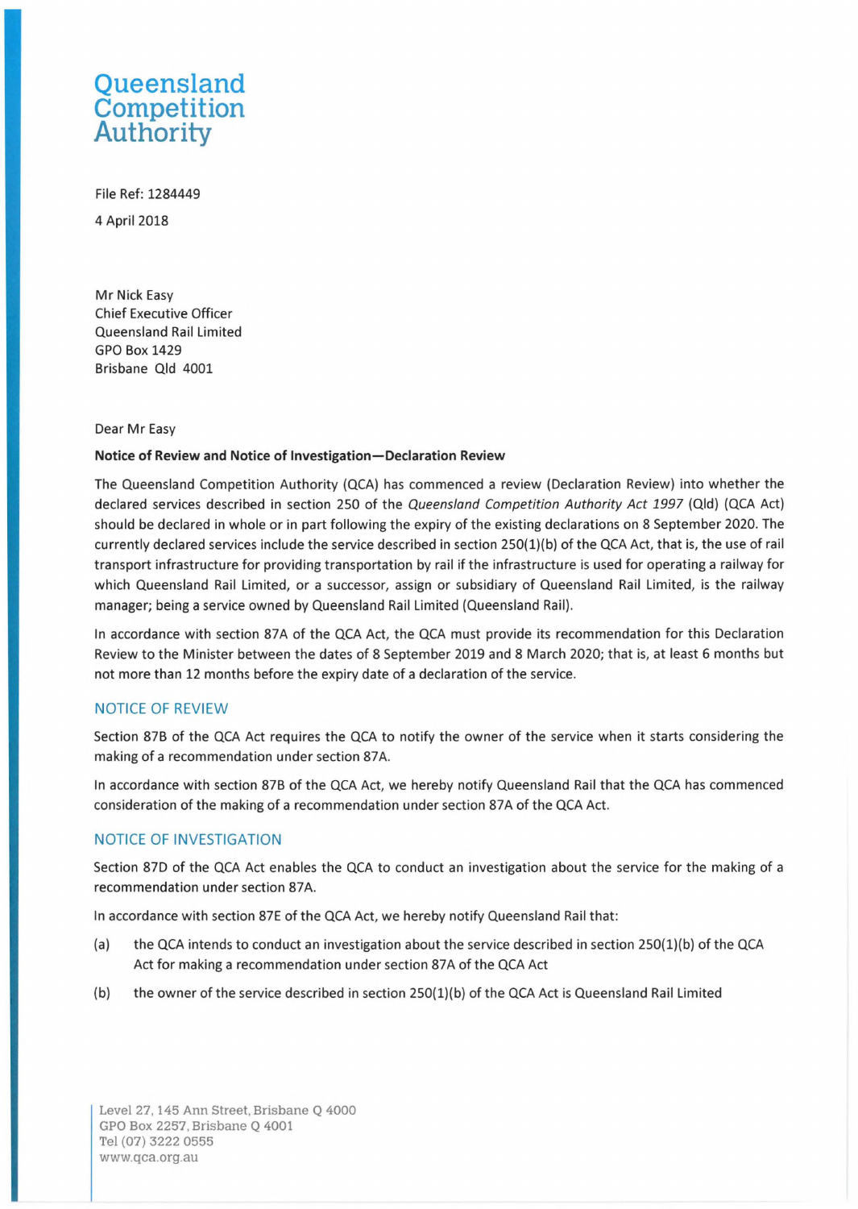Queensland Competition Authority

File Ref: 1284449

4 April 2018

Mr Nick Easy
Chief Executive Officer
Queensland Rail Limited
GPO Box 1429
Brisbane Qld 4001

Dear Mr Easy

**Notice of Review and Notice of Investigation—Declaration Review**

The Queensland Competition Authority (QCA) has commenced a review (Declaration Review) into whether the declared services described in section 250 of the *Queensland Competition Authority Act 1997* (Qld) (QCA Act) should be declared in whole or in part following the expiry of the existing declarations on 8 September 2020. The currently declared services include the service described in section 250(1)(b) of the QCA Act, that is, the use of rail transport infrastructure for providing transportation by rail if the infrastructure is used for operating a railway for which Queensland Rail Limited, or a successor, assign or subsidiary of Queensland Rail Limited, is the railway manager; being a service owned by Queensland Rail Limited (Queensland Rail).

In accordance with section 87A of the QCA Act, the QCA must provide its recommendation for this Declaration Review to the Minister between the dates of 8 September 2019 and 8 March 2020; that is, at least 6 months but not more than 12 months before the expiry date of a declaration of the service.

## NOTICE OF REVIEW

Section 87B of the QCA Act requires the QCA to notify the owner of the service when it starts considering the making of a recommendation under section 87A.

In accordance with section 87B of the QCA Act, we hereby notify Queensland Rail that the QCA has commenced consideration of the making of a recommendation under section 87A of the QCA Act.

## NOTICE OF INVESTIGATION

Section 87D of the QCA Act enables the QCA to conduct an investigation about the service for the making of a recommendation under section 87A.

In accordance with section 87E of the QCA Act, we hereby notify Queensland Rail that:

(a) the QCA intends to conduct an investigation about the service described in section 250(1)(b) of the QCA Act for making a recommendation under section 87A of the QCA Act

(b) the owner of the service described in section 250(1)(b) of the QCA Act is Queensland Rail Limited

Level 27, 145 Ann Street, Brisbane Q 4000
GPO Box 2257, Brisbane Q 4001
Tel (07) 3222 0555
www.qca.org.au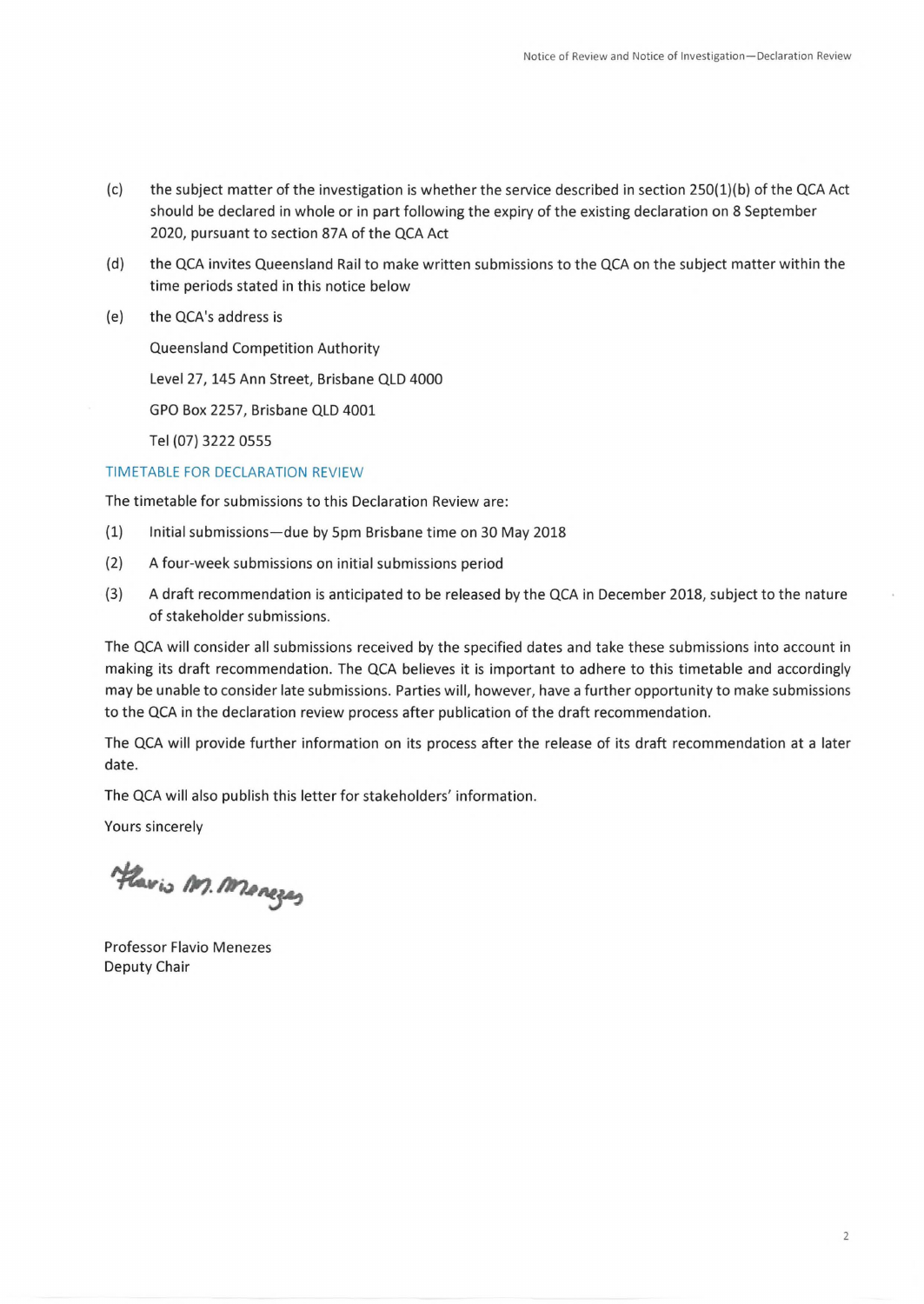(c) the subject matter of the investigation is whether the service described in section 250(1)(b) of the QCA Act should be declared in whole or in part following the expiry of the existing declaration on 8 September 2020, pursuant to section 87A of the QCA Act

(d) the QCA invites Queensland Rail to make written submissions to the QCA on the subject matter within the time periods stated in this notice below

(e) the QCA's address is

Queensland Competition Authority

Level 27, 145 Ann Street, Brisbane QLD 4000

GPO Box 2257, Brisbane QLD 4001

Tel (07) 3222 0555

## TIMETABLE FOR DECLARATION REVIEW

The timetable for submissions to this Declaration Review are:

(1) Initial submissions—due by 5pm Brisbane time on 30 May 2018

(2) A four-week submissions on initial submissions period

(3) A draft recommendation is anticipated to be released by the QCA in December 2018, subject to the nature of stakeholder submissions.

The QCA will consider all submissions received by the specified dates and take these submissions into account in making its draft recommendation. The QCA believes it is important to adhere to this timetable and accordingly may be unable to consider late submissions. Parties will, however, have a further opportunity to make submissions to the QCA in the declaration review process after publication of the draft recommendation.

The QCA will provide further information on its process after the release of its draft recommendation at a later date.

The QCA will also publish this letter for stakeholders' information.

Yours sincerely

Flavio M. Menezes

Professor Flavio Menezes
Deputy Chair